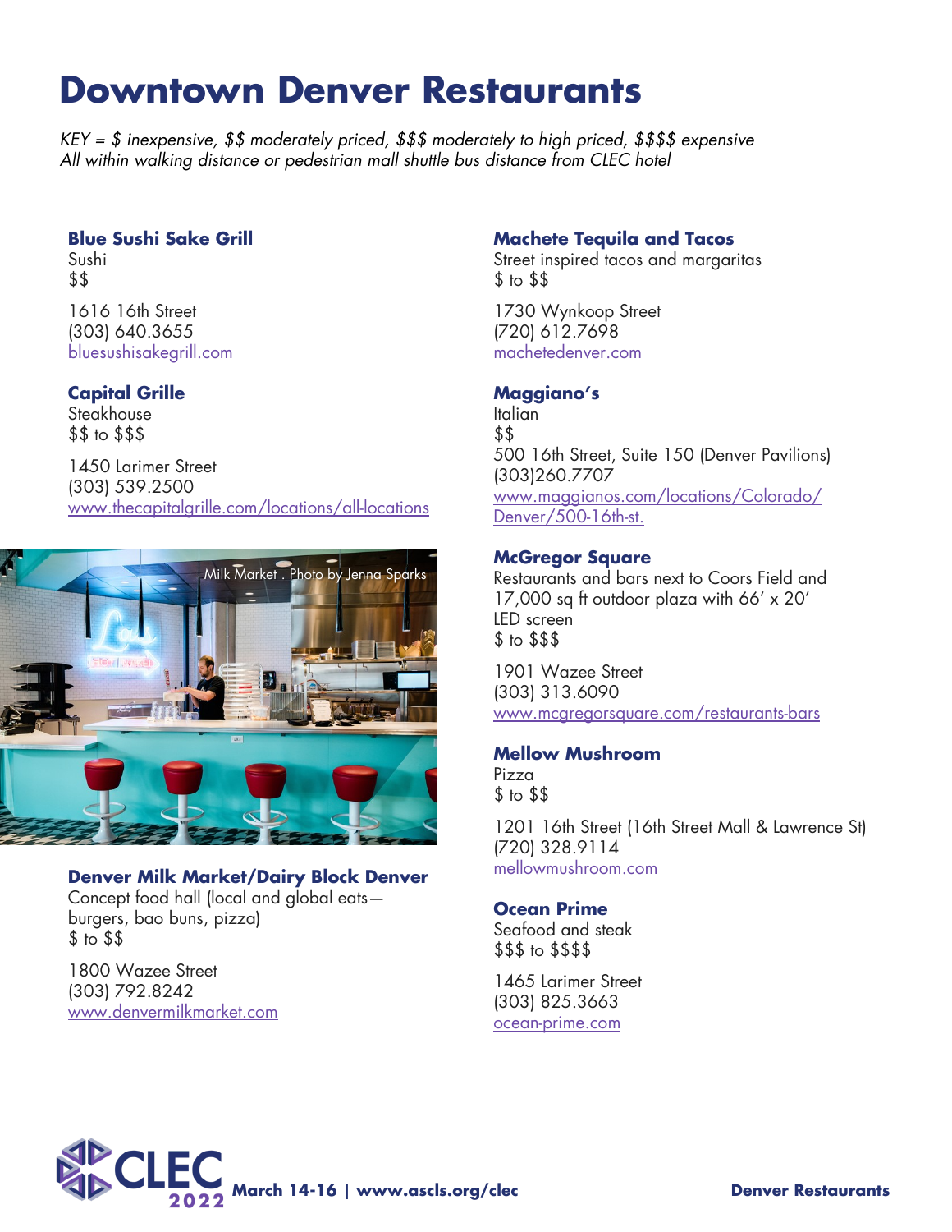# Downtown Denver Restaurants

*KEY = $ inexpensive, $$ moderately priced, $$$ moderately to high priced, $$$$ expensive*
*All within walking distance or pedestrian mall shuttle bus distance from CLEC hotel*

### Blue Sushi Sake Grill

Sushi
$$

1616 16th Street
(303) 640.3655
bluesushisakegrill.com

### Capital Grille

Steakhouse
$$ to $$$

1450 Larimer Street
(303) 539.2500
www.thecapitalgrille.com/locations/all-locations

Milk Market . Photo by Jenna Sparks

### Denver Milk Market/Dairy Block Denver

Concept food hall (local and global eats—burgers, bao buns, pizza)
$ to $$

1800 Wazee Street
(303) 792.8242
www.denvermilkmarket.com

### Machete Tequila and Tacos

Street inspired tacos and margaritas
$ to $$

1730 Wynkoop Street
(720) 612.7698
machetedenver.com

### Maggiano's

Italian
$$
500 16th Street, Suite 150 (Denver Pavilions)
(303)260.7707
www.maggianos.com/locations/Colorado/Denver/500-16th-st.

### McGregor Square

Restaurants and bars next to Coors Field and 17,000 sq ft outdoor plaza with 66′ x 20′ LED screen
$ to $$$

1901 Wazee Street
(303) 313.6090
www.mcgregorsquare.com/restaurants-bars

### Mellow Mushroom

Pizza
$ to $$

1201 16th Street (16th Street Mall & Lawrence St)
(720) 328.9114
mellowmushroom.com

### Ocean Prime

Seafood and steak
$$$ to $$$$

1465 Larimer Street
(303) 825.3663
ocean-prime.com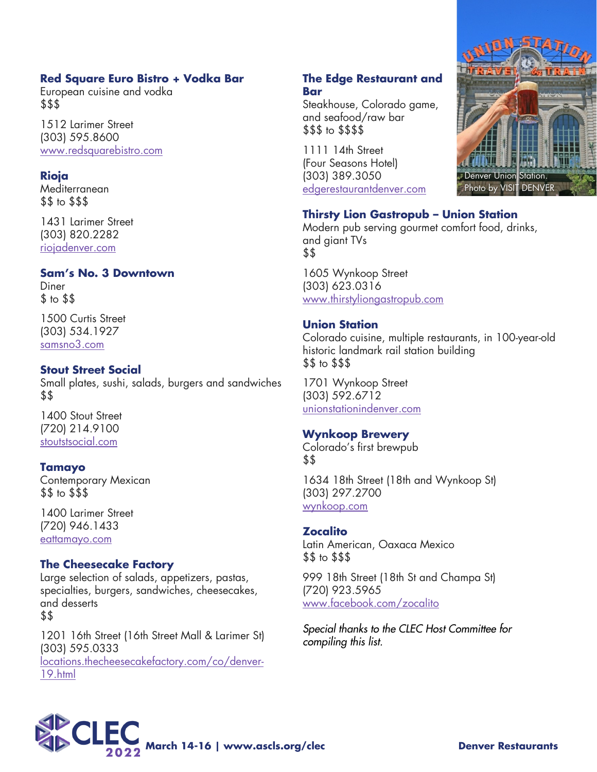### Red Square Euro Bistro + Vodka Bar
European cuisine and vodka
$$$

1512 Larimer Street
(303) 595.8600
www.redsquarebistro.com

### Rioja
Mediterranean
$$ to $$$

1431 Larimer Street
(303) 820.2282
riojadenver.com

### Sam's No. 3 Downtown
Diner
$ to $$

1500 Curtis Street
(303) 534.1927
samsno3.com

### Stout Street Social
Small plates, sushi, salads, burgers and sandwiches
$$

1400 Stout Street
(720) 214.9100
stoutstsocial.com

### Tamayo
Contemporary Mexican
$$ to $$$

1400 Larimer Street
(720) 946.1433
eattamayo.com

### The Cheesecake Factory
Large selection of salads, appetizers, pastas, specialties, burgers, sandwiches, cheesecakes, and desserts
$$

1201 16th Street (16th Street Mall & Larimer St)
(303) 595.0333
locations.thecheesecakefactory.com/co/denver-19.html

### The Edge Restaurant and Bar
Steakhouse, Colorado game, and seafood/raw bar
$$$ to $$$$

1111 14th Street
(Four Seasons Hotel)
(303) 389.3050
edgerestaurantdenver.com

Denver Union Station. Photo by VISIT DENVER

### Thirsty Lion Gastropub – Union Station
Modern pub serving gourmet comfort food, drinks, and giant TVs
$$

1605 Wynkoop Street
(303) 623.0316
www.thirstyliongastropub.com

### Union Station
Colorado cuisine, multiple restaurants, in 100-year-old historic landmark rail station building
$$ to $$$

1701 Wynkoop Street
(303) 592.6712
unionstationindenver.com

### Wynkoop Brewery
Colorado's first brewpub
$$

1634 18th Street (18th and Wynkoop St)
(303) 297.2700
wynkoop.com

### Zocalito
Latin American, Oaxaca Mexico
$$ to $$$

999 18th Street (18th St and Champa St)
(720) 923.5965
www.facebook.com/zocalito

*Special thanks to the CLEC Host Committee for compiling this list.*